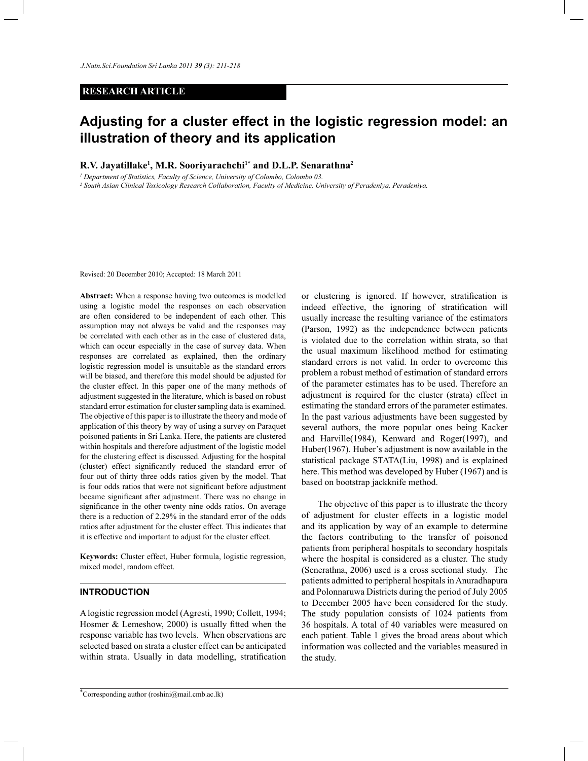**RESEARCH ARTICLE**

# Adjusting for a cluster effect in the logistic regression model: an illustration of theory and its application

**R.V. Jayatillake[1], M.R. Sooriyarachchi[1*] and D.L.P. Senarathna[2]**

[1] *Department of Statistics, Faculty of Science, University of Colombo, Colombo 03.*

[2] *South Asian Clinical Toxicology Research Collaboration, Faculty of Medicine, University of Peradeniya, Peradeniya.*

Revised: 20 December 2010; Accepted: 18 March 2011

**Abstract:** When a response having two outcomes is modelled using a logistic model the responses on each observation are often considered to be independent of each other. This assumption may not always be valid and the responses may be correlated with each other as in the case of clustered data, which can occur especially in the case of survey data. When responses are correlated as explained, then the ordinary logistic regression model is unsuitable as the standard errors will be biased, and therefore this model should be adjusted for the cluster effect. In this paper one of the many methods of adjustment suggested in the literature, which is based on robust standard error estimation for cluster sampling data is examined. The objective of this paper is to illustrate the theory and mode of application of this theory by way of using a survey on Paraquet poisoned patients in Sri Lanka. Here, the patients are clustered within hospitals and therefore adjustment of the logistic model for the clustering effect is discussed. Adjusting for the hospital (cluster) effect significantly reduced the standard error of four out of thirty three odds ratios given by the model. That is four odds ratios that were not significant before adjustment became significant after adjustment. There was no change in significance in the other twenty nine odds ratios. On average there is a reduction of 2.29% in the standard error of the odds ratios after adjustment for the cluster effect. This indicates that it is effective and important to adjust for the cluster effect.

**Keywords:** Cluster effect, Huber formula, logistic regression, mixed model, random effect.

## INTRODUCTION

A logistic regression model (Agresti, 1990; Collett, 1994; Hosmer & Lemeshow, 2000) is usually fitted when the response variable has two levels. When observations are selected based on strata a cluster effect can be anticipated within strata. Usually in data modelling, stratification or clustering is ignored. If however, stratification is indeed effective, the ignoring of stratification will usually increase the resulting variance of the estimators (Parson, 1992) as the independence between patients is violated due to the correlation within strata, so that the usual maximum likelihood method for estimating standard errors is not valid. In order to overcome this problem a robust method of estimation of standard errors of the parameter estimates has to be used. Therefore an adjustment is required for the cluster (strata) effect in estimating the standard errors of the parameter estimates. In the past various adjustments have been suggested by several authors, the more popular ones being Kacker and Harville(1984), Kenward and Roger(1997), and Huber(1967). Huber's adjustment is now available in the statistical package STATA(Liu, 1998) and is explained here. This method was developed by Huber (1967) and is based on bootstrap jackknife method.

The objective of this paper is to illustrate the theory of adjustment for cluster effects in a logistic model and its application by way of an example to determine the factors contributing to the transfer of poisoned patients from peripheral hospitals to secondary hospitals where the hospital is considered as a cluster. The study (Senerathna, 2006) used is a cross sectional study. The patients admitted to peripheral hospitals in Anuradhapura and Polonnaruwa Districts during the period of July 2005 to December 2005 have been considered for the study. The study population consists of 1024 patients from 36 hospitals. A total of 40 variables were measured on each patient. Table 1 gives the broad areas about which information was collected and the variables measured in the study.

[*] Corresponding author (roshini@mail.cmb.ac.lk)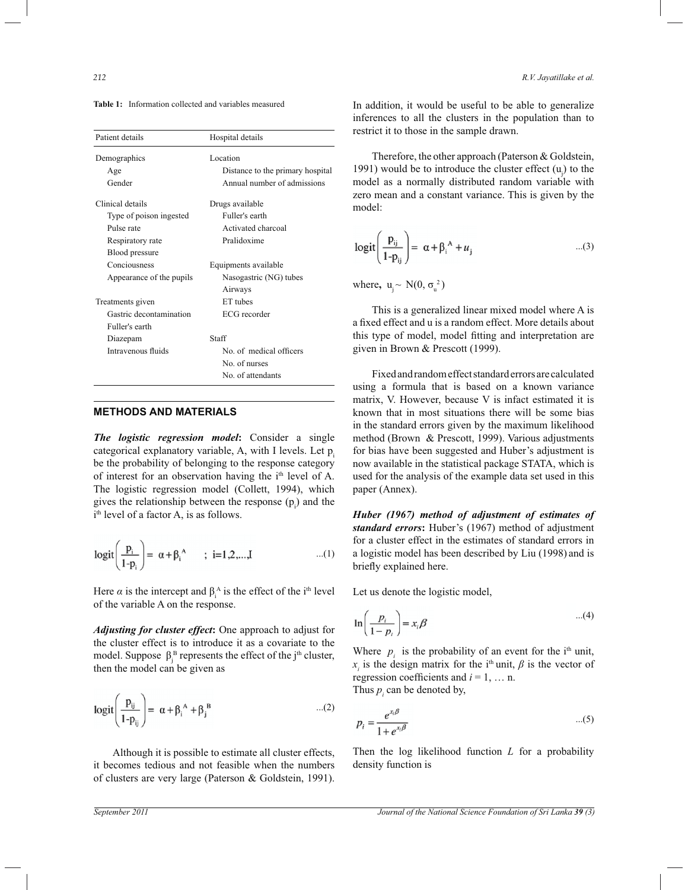**Table 1:** Information collected and variables measured

| Patient details | Hospital details |
|---|---|
| Demographics | Location |
| Age | Distance to the primary hospital |
| Gender | Annual number of admissions |
| Clinical details | Drugs available |
| Type of poison ingested | Fuller's earth |
| Pulse rate | Activated charcoal |
| Respiratory rate | Pralidoxime |
| Blood pressure | |
| Conciousness | Equipments available |
| Appearance of the pupils | Nasogastric (NG) tubes |
| | Airways |
| Treatments given | ET tubes |
| Gastric decontamination | ECG recorder |
| Fuller's earth | |
| Diazepam | Staff |
| Intravenous fluids | No. of medical officers |
| | No. of nurses |
| | No. of attendants |

## METHODS AND MATERIALS

***The logistic regression model*:** Consider a single categorical explanatory variable, A, with I levels. Let $p_i$ be the probability of belonging to the response category of interest for an observation having the $i^{th}$ level of A. The logistic regression model (Collett, 1994), which gives the relationship between the response ($p_i$) and the $i^{th}$ level of a factor A, is as follows.

$$\text{logit}\left(\frac{p_i}{1-p_i}\right) = \alpha + \beta_i^A \quad ; \; i=1,2,...,I \qquad ...(1)$$

Here $\alpha$ is the intercept and $\beta_i^A$ is the effect of the $i^{th}$ level of the variable A on the response.

***Adjusting for cluster effect*:** One approach to adjust for the cluster effect is to introduce it as a covariate to the model. Suppose $\beta_j^B$ represents the effect of the $j^{th}$ cluster, then the model can be given as

$$\text{logit}\left(\frac{p_{ij}}{1-p_{ij}}\right) = \alpha + \beta_i^A + \beta_j^B \qquad ...(2)$$

Although it is possible to estimate all cluster effects, it becomes tedious and not feasible when the numbers of clusters are very large (Paterson & Goldstein, 1991). In addition, it would be useful to be able to generalize inferences to all the clusters in the population than to restrict it to those in the sample drawn.

Therefore, the other approach (Paterson & Goldstein, 1991) would be to introduce the cluster effect ($u_j$) to the model as a normally distributed random variable with zero mean and a constant variance. This is given by the model:

$$\text{logit}\left(\frac{p_{ij}}{1-p_{ij}}\right) = \alpha + \beta_i^A + u_j \qquad ...(3)$$

where, $u_j \sim N(0, \sigma_u^2)$

This is a generalized linear mixed model where A is a fixed effect and u is a random effect. More details about this type of model, model fitting and interpretation are given in Brown & Prescott (1999).

Fixed and random effect standard errors are calculated using a formula that is based on a known variance matrix, V. However, because V is infact estimated it is known that in most situations there will be some bias in the standard errors given by the maximum likelihood method (Brown & Prescott, 1999). Various adjustments for bias have been suggested and Huber's adjustment is now available in the statistical package STATA, which is used for the analysis of the example data set used in this paper (Annex).

***Huber (1967) method of adjustment of estimates of standard errors*:** Huber's (1967) method of adjustment for a cluster effect in the estimates of standard errors in a logistic model has been described by Liu (1998) and is briefly explained here.

Let us denote the logistic model,

$$\ln\left(\frac{p_i}{1-p_i}\right) = x_i\beta \qquad ...(4)$$

Where $p_i$ is the probability of an event for the $i^{th}$ unit, $x_i$ is the design matrix for the $i^{th}$ unit, $\beta$ is the vector of regression coefficients and $i = 1, \ldots n$.
Thus $p_i$ can be denoted by,

$$p_i = \frac{e^{x_i\beta}}{1+e^{x_i\beta}} \qquad ...(5)$$

Then the log likelihood function $L$ for a probability density function is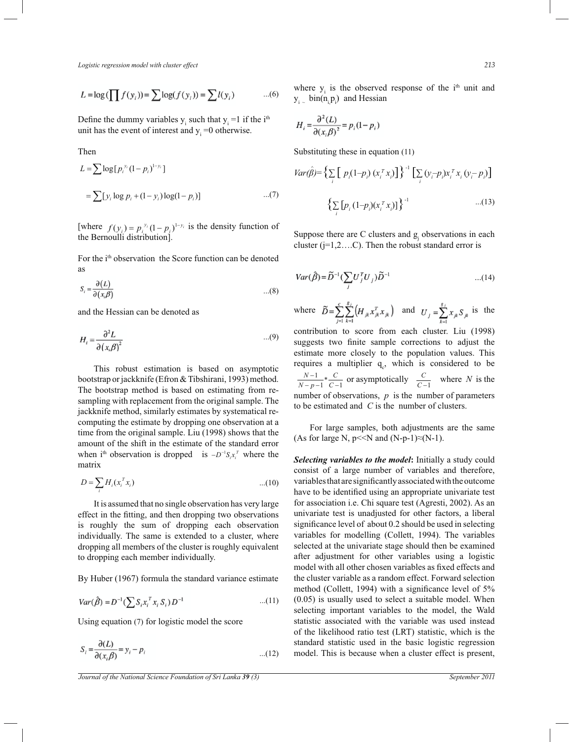$$L = \log(\prod f(y_i)) = \sum \log(f(y_i)) = \sum l(y_i) \quad \text{...(6)}$$

Define the dummy variables $y_i$ such that $y_i = 1$ if the $i^{th}$ unit has the event of interest and $y_i = 0$ otherwise.

Then

$$L = \sum \log[p_i^{y_i}(1-p_i)^{1-y_i}]$$

$$= \sum [y_i \log p_i + (1-y_i)\log(1-p_i)] \quad \text{...(7)}$$

[where $f(y_i) = p_i^{y_i}(1-p_i)^{1-y_i}$ is the density function of the Bernoulli distribution].

For the $i^{th}$ observation the Score function can be denoted as

$$S_i = \frac{\partial(L)}{\partial(x_i\beta)} \quad \text{...(8)}$$

and the Hessian can be denoted as

$$H_i = \frac{\partial^2 L}{\partial(x_i\beta)^2} \quad \text{...(9)}$$

This robust estimation is based on asymptotic bootstrap or jackknife (Efron & Tibshirani, 1993) method. The bootstrap method is based on estimating from re-sampling with replacement from the original sample. The jackknife method, similarly estimates by systematical re-computing the estimate by dropping one observation at a time from the original sample. Liu (1998) shows that the amount of the shift in the estimate of the standard error when $i^{th}$ observation is dropped is $-D^{-1}S_i x_i^T$ where the matrix

$$D = \sum_i H_i(x_i^T x_i) \quad \text{...(10)}$$

It is assumed that no single observation has very large effect in the fitting, and then dropping two observations is roughly the sum of dropping each observation individually. The same is extended to a cluster, where dropping all members of the cluster is roughly equivalent to dropping each member individually.

By Huber (1967) formula the standard variance estimate

$$Var(\hat{\beta}) = D^{-1}(\sum S_i x_i^T x_i S_i) D^{-1} \quad \text{...(11)}$$

Using equation (7) for logistic model the score

$$S_i = \frac{\partial(L)}{\partial(x_i\beta)} = y_i - p_i \quad \text{...(12)}$$

where $y_i$ is the observed response of the $i^{th}$ unit and $y_i \sim \text{bin}(n_i, p_i)$ and Hessian

$$H_i = \frac{\partial^2(L)}{\partial(x_i\beta)^2} = p_i(1-p_i)$$

Substituting these in equation (11)

$$Var(\hat{\beta}) = \left\{\sum_i \left[ p_i(1-p_i)(x_i^T x_i)\right]\right\}^{-1} \left[\sum_i (y_i - p_i)x_i^T x_i (y_i - p_i)\right]$$

$$\left\{\sum_i \left[p_i(1-p_i)(x_i^T x_i)\right]\right\}^{-1} \quad \text{...(13)}$$

Suppose there are C clusters and $g_j$ observations in each cluster ($j=1,2\ldots.C$). Then the robust standard error is

$$Var(\hat{\beta}) = \tilde{D}^{-1}(\sum_j U_j^T U_j)\tilde{D}^{-1} \quad \text{...(14)}$$

where $\tilde{D} = \sum_{j=1}^{c}\sum_{k=1}^{g_j}\left(H_{jk} x_{jk}^T x_{jk}\right)$ and $U_j = \sum_{k=1}^{g_j} x_{jk} S_{jk}$ is the contribution to score from each cluster. Liu (1998) suggests two finite sample corrections to adjust the estimate more closely to the population values. This requires a multiplier $q_c$, which is considered to be $\frac{N-1}{N-p-1} * \frac{C}{C-1}$ or asymptotically $\frac{C}{C-1}$ where $N$ is the number of observations, $p$ is the number of parameters to be estimated and $C$ is the number of clusters.

For large samples, both adjustments are the same (As for large N, p<<N and $(N-p-1) \approx (N-1)$.

***Selecting variables to the model*:** Initially a study could consist of a large number of variables and therefore, variables that are significantly associated with the outcome have to be identified using an appropriate univariate test for association i.e. Chi square test (Agresti, 2002). As an univariate test is unadjusted for other factors, a liberal significance level of about 0.2 should be used in selecting variables for modelling (Collett, 1994). The variables selected at the univariate stage should then be examined after adjustment for other variables using a logistic model with all other chosen variables as fixed effects and the cluster variable as a random effect. Forward selection method (Collett, 1994) with a significance level of 5% (0.05) is usually used to select a suitable model. When selecting important variables to the model, the Wald statistic associated with the variable was used instead of the likelihood ratio test (LRT) statistic, which is the standard statistic used in the basic logistic regression model. This is because when a cluster effect is present,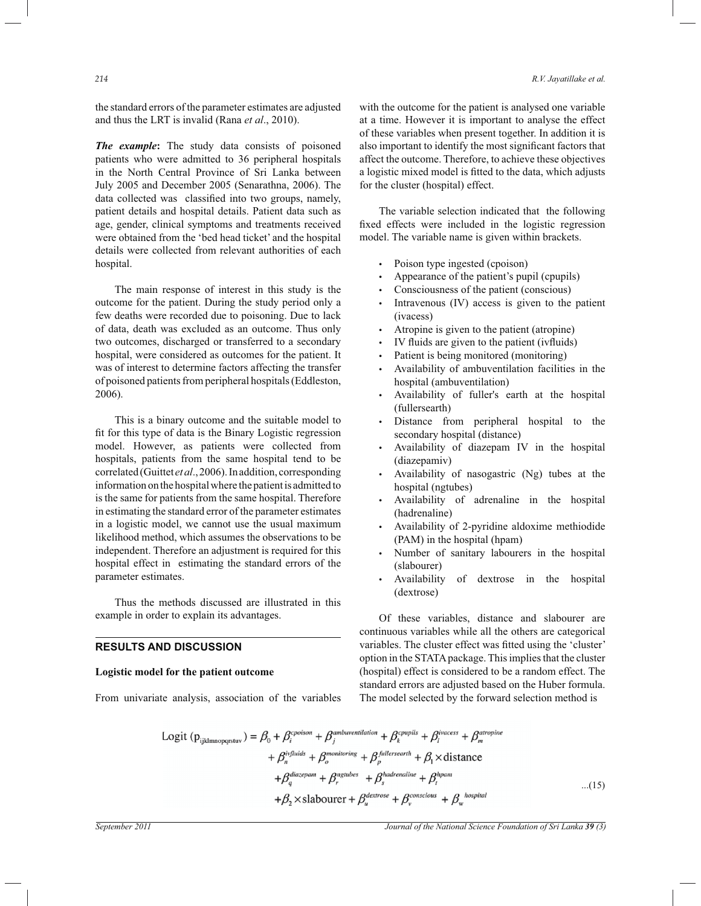the standard errors of the parameter estimates are adjusted and thus the LRT is invalid (Rana *et al*., 2010).

***The example*:** The study data consists of poisoned patients who were admitted to 36 peripheral hospitals in the North Central Province of Sri Lanka between July 2005 and December 2005 (Senarathna, 2006). The data collected was classified into two groups, namely, patient details and hospital details. Patient data such as age, gender, clinical symptoms and treatments received were obtained from the 'bed head ticket' and the hospital details were collected from relevant authorities of each hospital.

The main response of interest in this study is the outcome for the patient. During the study period only a few deaths were recorded due to poisoning. Due to lack of data, death was excluded as an outcome. Thus only two outcomes, discharged or transferred to a secondary hospital, were considered as outcomes for the patient. It was of interest to determine factors affecting the transfer of poisoned patients from peripheral hospitals (Eddleston, 2006).

This is a binary outcome and the suitable model to fit for this type of data is the Binary Logistic regression model. However, as patients were collected from hospitals, patients from the same hospital tend to be correlated (Guittet *et al*., 2006). In addition, corresponding information on the hospital where the patient is admitted to is the same for patients from the same hospital. Therefore in estimating the standard error of the parameter estimates in a logistic model, we cannot use the usual maximum likelihood method, which assumes the observations to be independent. Therefore an adjustment is required for this hospital effect in estimating the standard errors of the parameter estimates.

Thus the methods discussed are illustrated in this example in order to explain its advantages.

## RESULTS AND DISCUSSION

### Logistic model for the patient outcome

From univariate analysis, association of the variables with the outcome for the patient is analysed one variable at a time. However it is important to analyse the effect of these variables when present together. In addition it is also important to identify the most significant factors that affect the outcome. Therefore, to achieve these objectives a logistic mixed model is fitted to the data, which adjusts for the cluster (hospital) effect.

The variable selection indicated that the following fixed effects were included in the logistic regression model. The variable name is given within brackets.

- Poison type ingested (cpoison)
- Appearance of the patient's pupil (cpupils)
- Consciousness of the patient (conscious)
- Intravenous (IV) access is given to the patient (ivacess)
- Atropine is given to the patient (atropine)
- IV fluids are given to the patient (ivfluids)
- Patient is being monitored (monitoring)
- Availability of ambuventilation facilities in the hospital (ambuventilation)
- Availability of fuller's earth at the hospital (fullersearth)
- Distance from peripheral hospital to the secondary hospital (distance)
- Availability of diazepam IV in the hospital (diazepamiv)
- Availability of nasogastric (Ng) tubes at the hospital (ngtubes)
- Availability of adrenaline in the hospital (hadrenaline)
- Availability of 2-pyridine aldoxime methiodide (PAM) in the hospital (hpam)
- Number of sanitary labourers in the hospital (slabourer)
- Availability of dextrose in the hospital (dextrose)

Of these variables, distance and slabourer are continuous variables while all the others are categorical variables. The cluster effect was fitted using the 'cluster' option in the STATA package. This implies that the cluster (hospital) effect is considered to be a random effect. The standard errors are adjusted based on the Huber formula. The model selected by the forward selection method is

$$\begin{aligned}\text{Logit}\,(p_{ijklmnopqrstuv}) = \beta_0 &+ \beta_i^{cpoison} + \beta_j^{ambuventilation} + \beta_k^{cpupils} + \beta_l^{ivacess} + \beta_m^{atropine} \\ &+ \beta_n^{ivfluids} + \beta_o^{monitoring} + \beta_p^{fullersearth} + \beta_1 \times \text{distance} \\ &+ \beta_q^{diazepam} + \beta_r^{ngtubes} + \beta_s^{hadrenaline} + \beta_t^{hpam} \\ &+ \beta_2 \times \text{slabourer} + \beta_u^{dextrose} + \beta_v^{conscious} + \beta_w^{\ hospital}\end{aligned} \quad ...(15)$$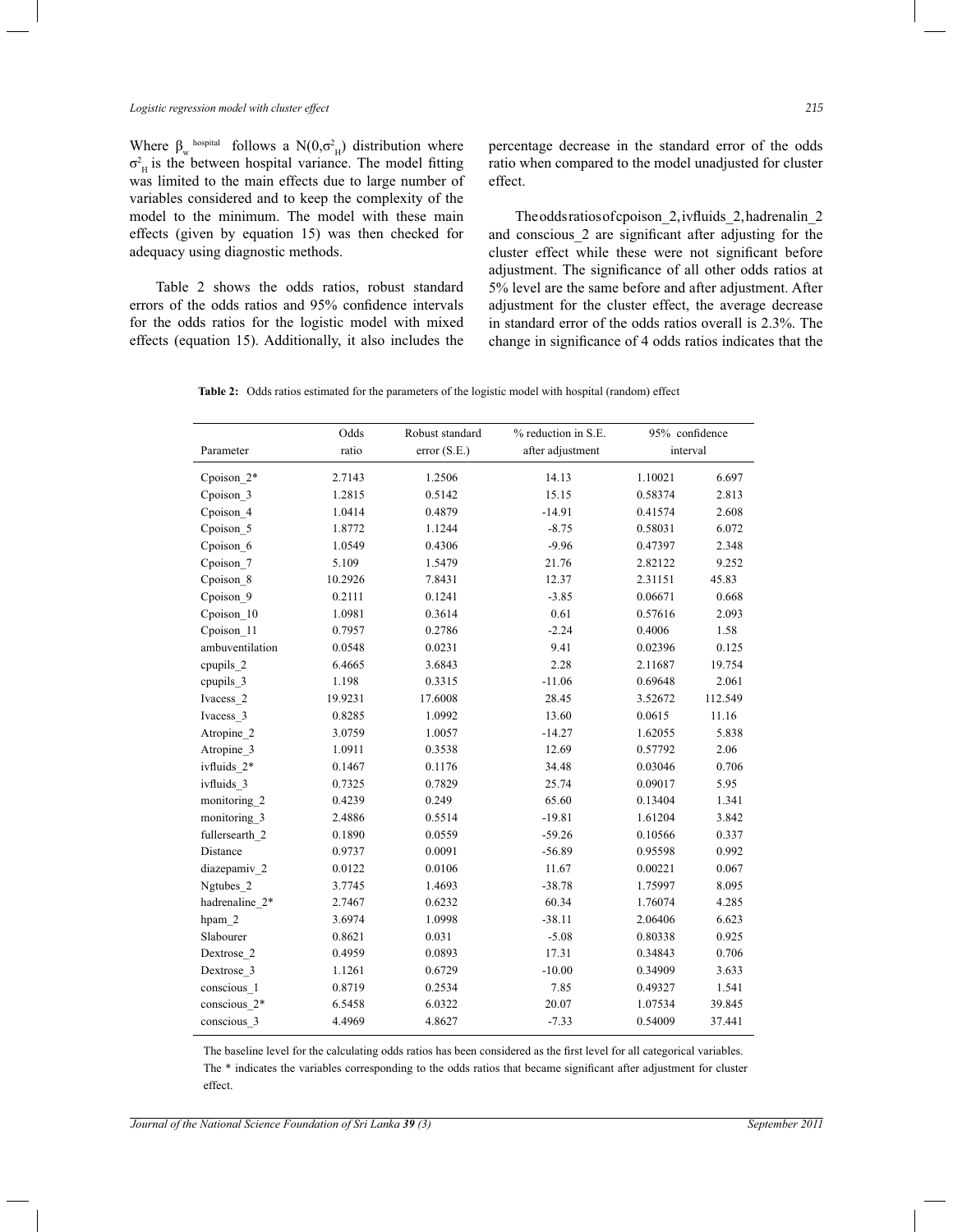Where $\beta_w^{\text{hospital}}$ follows a $N(0,\sigma^2_H)$ distribution where $\sigma^2_H$ is the between hospital variance. The model fitting was limited to the main effects due to large number of variables considered and to keep the complexity of the model to the minimum. The model with these main effects (given by equation 15) was then checked for adequacy using diagnostic methods.

Table 2 shows the odds ratios, robust standard errors of the odds ratios and 95% confidence intervals for the odds ratios for the logistic model with mixed effects (equation 15). Additionally, it also includes the percentage decrease in the standard error of the odds ratio when compared to the model unadjusted for cluster effect.

The odds ratios of cpoison_2, ivfluids_2, hadrenalin_2 and conscious_2 are significant after adjusting for the cluster effect while these were not significant before adjustment. The significance of all other odds ratios at 5% level are the same before and after adjustment. After adjustment for the cluster effect, the average decrease in standard error of the odds ratios overall is 2.3%. The change in significance of 4 odds ratios indicates that the

**Table 2:** Odds ratios estimated for the parameters of the logistic model with hospital (random) effect

| Parameter | Odds ratio | Robust standard error (S.E.) | % reduction in S.E. after adjustment | 95% confidence interval | |
|---|---|---|---|---|---|
| Cpoison_2* | 2.7143 | 1.2506 | 14.13 | 1.10021 | 6.697 |
| Cpoison_3 | 1.2815 | 0.5142 | 15.15 | 0.58374 | 2.813 |
| Cpoison_4 | 1.0414 | 0.4879 | -14.91 | 0.41574 | 2.608 |
| Cpoison_5 | 1.8772 | 1.1244 | -8.75 | 0.58031 | 6.072 |
| Cpoison_6 | 1.0549 | 0.4306 | -9.96 | 0.47397 | 2.348 |
| Cpoison_7 | 5.109 | 1.5479 | 21.76 | 2.82122 | 9.252 |
| Cpoison_8 | 10.2926 | 7.8431 | 12.37 | 2.31151 | 45.83 |
| Cpoison_9 | 0.2111 | 0.1241 | -3.85 | 0.06671 | 0.668 |
| Cpoison_10 | 1.0981 | 0.3614 | 0.61 | 0.57616 | 2.093 |
| Cpoison_11 | 0.7957 | 0.2786 | -2.24 | 0.4006 | 1.58 |
| ambuventilation | 0.0548 | 0.0231 | 9.41 | 0.02396 | 0.125 |
| cpupils_2 | 6.4665 | 3.6843 | 2.28 | 2.11687 | 19.754 |
| cpupils_3 | 1.198 | 0.3315 | -11.06 | 0.69648 | 2.061 |
| Ivacess_2 | 19.9231 | 17.6008 | 28.45 | 3.52672 | 112.549 |
| Ivacess_3 | 0.8285 | 1.0992 | 13.60 | 0.0615 | 11.16 |
| Atropine_2 | 3.0759 | 1.0057 | -14.27 | 1.62055 | 5.838 |
| Atropine_3 | 1.0911 | 0.3538 | 12.69 | 0.57792 | 2.06 |
| ivfluids_2* | 0.1467 | 0.1176 | 34.48 | 0.03046 | 0.706 |
| ivfluids_3 | 0.7325 | 0.7829 | 25.74 | 0.09017 | 5.95 |
| monitoring_2 | 0.4239 | 0.249 | 65.60 | 0.13404 | 1.341 |
| monitoring_3 | 2.4886 | 0.5514 | -19.81 | 1.61204 | 3.842 |
| fullersearth_2 | 0.1890 | 0.0559 | -59.26 | 0.10566 | 0.337 |
| Distance | 0.9737 | 0.0091 | -56.89 | 0.95598 | 0.992 |
| diazepamiv_2 | 0.0122 | 0.0106 | 11.67 | 0.00221 | 0.067 |
| Ngtubes_2 | 3.7745 | 1.4693 | -38.78 | 1.75997 | 8.095 |
| hadrenaline_2* | 2.7467 | 0.6232 | 60.34 | 1.76074 | 4.285 |
| hpam_2 | 3.6974 | 1.0998 | -38.11 | 2.06406 | 6.623 |
| Slabourer | 0.8621 | 0.031 | -5.08 | 0.80338 | 0.925 |
| Dextrose_2 | 0.4959 | 0.0893 | 17.31 | 0.34843 | 0.706 |
| Dextrose_3 | 1.1261 | 0.6729 | -10.00 | 0.34909 | 3.633 |
| conscious_1 | 0.8719 | 0.2534 | 7.85 | 0.49327 | 1.541 |
| conscious_2* | 6.5458 | 6.0322 | 20.07 | 1.07534 | 39.845 |
| conscious_3 | 4.4969 | 4.8627 | -7.33 | 0.54009 | 37.441 |

The baseline level for the calculating odds ratios has been considered as the first level for all categorical variables. The * indicates the variables corresponding to the odds ratios that became significant after adjustment for cluster effect.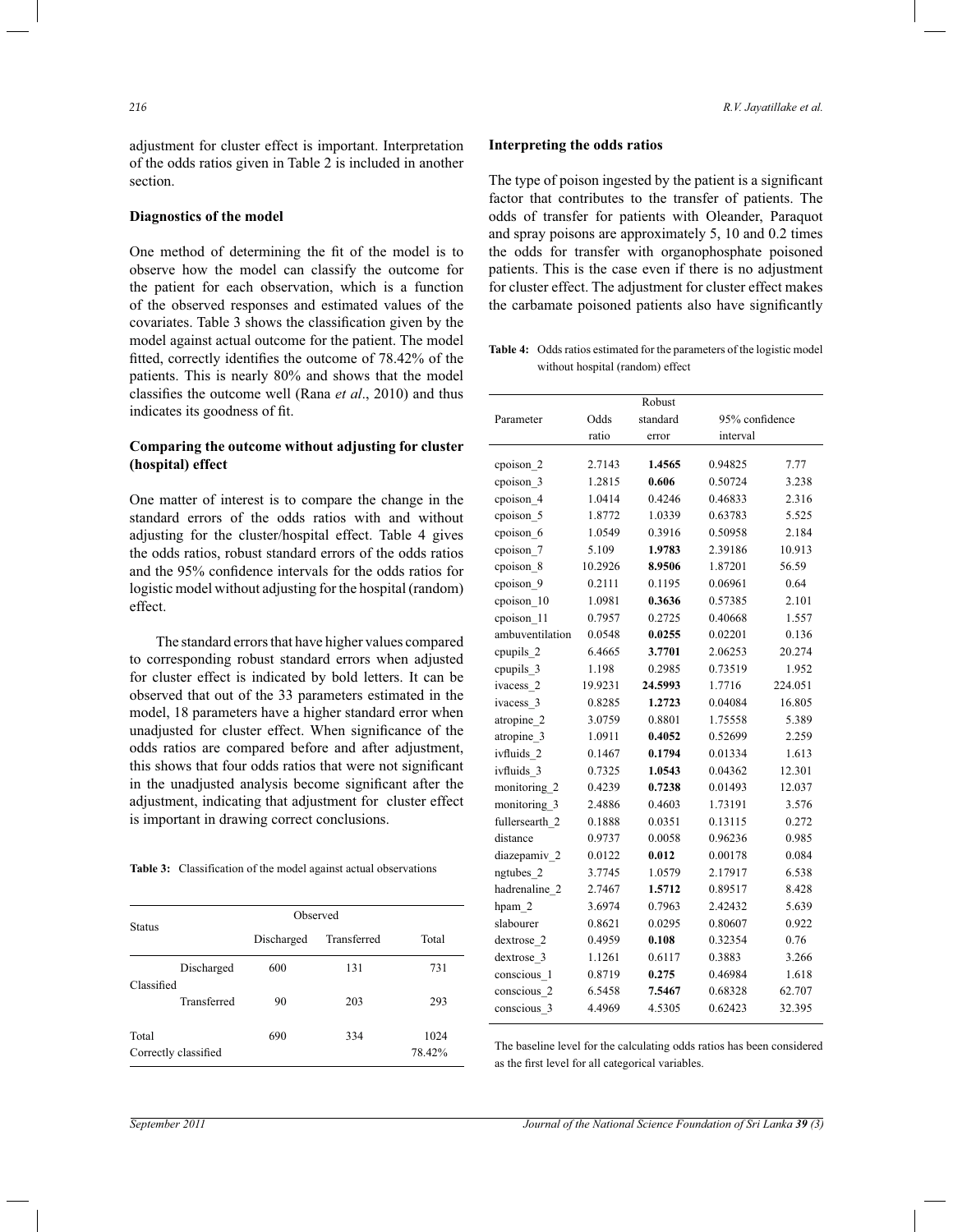adjustment for cluster effect is important. Interpretation of the odds ratios given in Table 2 is included in another section.

### Diagnostics of the model

One method of determining the fit of the model is to observe how the model can classify the outcome for the patient for each observation, which is a function of the observed responses and estimated values of the covariates. Table 3 shows the classification given by the model against actual outcome for the patient. The model fitted, correctly identifies the outcome of 78.42% of the patients. This is nearly 80% and shows that the model classifies the outcome well (Rana *et al*., 2010) and thus indicates its goodness of fit.

### Comparing the outcome without adjusting for cluster (hospital) effect

One matter of interest is to compare the change in the standard errors of the odds ratios with and without adjusting for the cluster/hospital effect. Table 4 gives the odds ratios, robust standard errors of the odds ratios and the 95% confidence intervals for the odds ratios for logistic model without adjusting for the hospital (random) effect.

The standard errors that have higher values compared to corresponding robust standard errors when adjusted for cluster effect is indicated by bold letters. It can be observed that out of the 33 parameters estimated in the model, 18 parameters have a higher standard error when unadjusted for cluster effect. When significance of the odds ratios are compared before and after adjustment, this shows that four odds ratios that were not significant in the unadjusted analysis become significant after the adjustment, indicating that adjustment for cluster effect is important in drawing correct conclusions.

**Table 3:** Classification of the model against actual observations

| Status | | Observed | | |
|---|---|---|---|---|
| | | Discharged | Transferred | Total |
| Classified | Discharged | 600 | 131 | 731 |
| | Transferred | 90 | 203 | 293 |
| Total | | 690 | 334 | 1024 |
| Correctly classified | | | | 78.42% |

### Interpreting the odds ratios

The type of poison ingested by the patient is a significant factor that contributes to the transfer of patients. The odds of transfer for patients with Oleander, Paraquot and spray poisons are approximately 5, 10 and 0.2 times the odds for transfer with organophosphate poisoned patients. This is the case even if there is no adjustment for cluster effect. The adjustment for cluster effect makes the carbamate poisoned patients also have significantly

**Table 4:** Odds ratios estimated for the parameters of the logistic model without hospital (random) effect

| Parameter | Odds ratio | Robust standard error | 95% confidence interval | |
|---|---|---|---|---|
| cpoison_2 | 2.7143 | **1.4565** | 0.94825 | 7.77 |
| cpoison_3 | 1.2815 | **0.606** | 0.50724 | 3.238 |
| cpoison_4 | 1.0414 | 0.4246 | 0.46833 | 2.316 |
| cpoison_5 | 1.8772 | 1.0339 | 0.63783 | 5.525 |
| cpoison_6 | 1.0549 | 0.3916 | 0.50958 | 2.184 |
| cpoison_7 | 5.109 | **1.9783** | 2.39186 | 10.913 |
| cpoison_8 | 10.2926 | **8.9506** | 1.87201 | 56.59 |
| cpoison_9 | 0.2111 | 0.1195 | 0.06961 | 0.64 |
| cpoison_10 | 1.0981 | **0.3636** | 0.57385 | 2.101 |
| cpoison_11 | 0.7957 | 0.2725 | 0.40668 | 1.557 |
| ambuventilation | 0.0548 | **0.0255** | 0.02201 | 0.136 |
| cpupils_2 | 6.4665 | **3.7701** | 2.06253 | 20.274 |
| cpupils_3 | 1.198 | 0.2985 | 0.73519 | 1.952 |
| ivacess_2 | 19.9231 | **24.5993** | 1.7716 | 224.051 |
| ivacess_3 | 0.8285 | **1.2723** | 0.04084 | 16.805 |
| atropine_2 | 3.0759 | 0.8801 | 1.75558 | 5.389 |
| atropine_3 | 1.0911 | **0.4052** | 0.52699 | 2.259 |
| ivfluids_2 | 0.1467 | **0.1794** | 0.01334 | 1.613 |
| ivfluids_3 | 0.7325 | **1.0543** | 0.04362 | 12.301 |
| monitoring_2 | 0.4239 | **0.7238** | 0.01493 | 12.037 |
| monitoring_3 | 2.4886 | 0.4603 | 1.73191 | 3.576 |
| fullersearth_2 | 0.1888 | 0.0351 | 0.13115 | 0.272 |
| distance | 0.9737 | 0.0058 | 0.96236 | 0.985 |
| diazepamiv_2 | 0.0122 | **0.012** | 0.00178 | 0.084 |
| ngtubes_2 | 3.7745 | 1.0579 | 2.17917 | 6.538 |
| hadrenaline_2 | 2.7467 | **1.5712** | 0.89517 | 8.428 |
| hpam_2 | 3.6974 | 0.7963 | 2.42432 | 5.639 |
| slabourer | 0.8621 | 0.0295 | 0.80607 | 0.922 |
| dextrose_2 | 0.4959 | **0.108** | 0.32354 | 0.76 |
| dextrose_3 | 1.1261 | 0.6117 | 0.3883 | 3.266 |
| conscious_1 | 0.8719 | **0.275** | 0.46984 | 1.618 |
| conscious_2 | 6.5458 | **7.5467** | 0.68328 | 62.707 |
| conscious_3 | 4.4969 | 4.5305 | 0.62423 | 32.395 |

The baseline level for the calculating odds ratios has been considered as the first level for all categorical variables.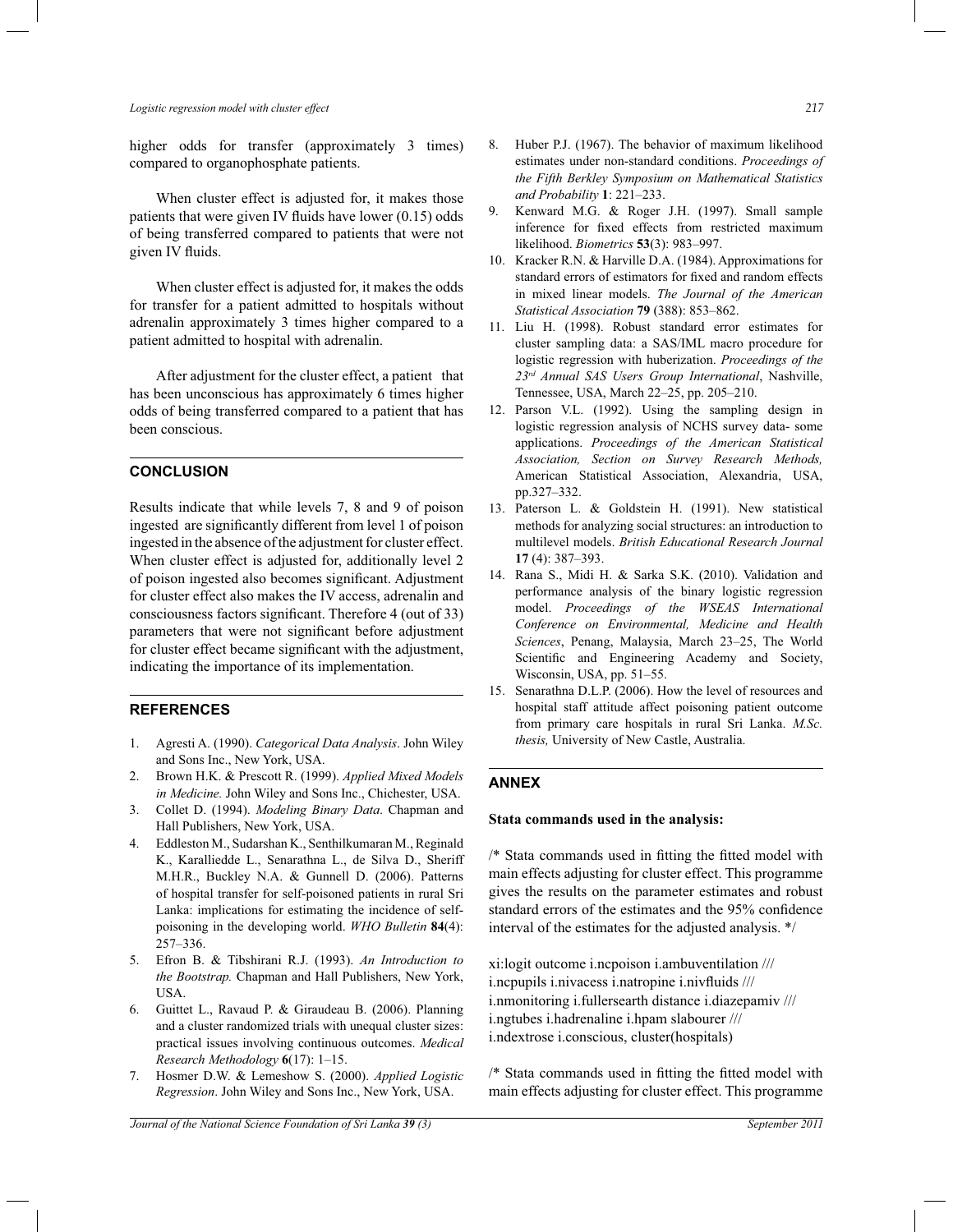higher odds for transfer (approximately 3 times) compared to organophosphate patients.

When cluster effect is adjusted for, it makes those patients that were given IV fluids have lower (0.15) odds of being transferred compared to patients that were not given IV fluids.

When cluster effect is adjusted for, it makes the odds for transfer for a patient admitted to hospitals without adrenalin approximately 3 times higher compared to a patient admitted to hospital with adrenalin.

After adjustment for the cluster effect, a patient that has been unconscious has approximately 6 times higher odds of being transferred compared to a patient that has been conscious.

## CONCLUSION

Results indicate that while levels 7, 8 and 9 of poison ingested are significantly different from level 1 of poison ingested in the absence of the adjustment for cluster effect. When cluster effect is adjusted for, additionally level 2 of poison ingested also becomes significant. Adjustment for cluster effect also makes the IV access, adrenalin and consciousness factors significant. Therefore 4 (out of 33) parameters that were not significant before adjustment for cluster effect became significant with the adjustment, indicating the importance of its implementation.

## REFERENCES

1. Agresti A. (1990). *Categorical Data Analysis*. John Wiley and Sons Inc., New York, USA.
2. Brown H.K. & Prescott R. (1999). *Applied Mixed Models in Medicine.* John Wiley and Sons Inc., Chichester, USA.
3. Collet D. (1994). *Modeling Binary Data*. Chapman and Hall Publishers, New York, USA.
4. Eddleston M., Sudarshan K., Senthilkumaran M., Reginald K., Karalliedde L., Senarathna L., de Silva D., Sheriff M.H.R., Buckley N.A. & Gunnell D. (2006). Patterns of hospital transfer for self-poisoned patients in rural Sri Lanka: implications for estimating the incidence of self-poisoning in the developing world. *WHO Bulletin* **84**(4): 257–336.
5. Efron B. & Tibshirani R.J. (1993). *An Introduction to the Bootstrap.* Chapman and Hall Publishers, New York, USA.
6. Guittet L., Ravaud P. & Giraudeau B. (2006). Planning and a cluster randomized trials with unequal cluster sizes: practical issues involving continuous outcomes. *Medical Research Methodology* **6**(17): 1–15.
7. Hosmer D.W. & Lemeshow S. (2000). *Applied Logistic Regression*. John Wiley and Sons Inc., New York, USA.
8. Huber P.J. (1967). The behavior of maximum likelihood estimates under non-standard conditions. *Proceedings of the Fifth Berkley Symposium on Mathematical Statistics and Probability* **1**: 221–233.
9. Kenward M.G. & Roger J.H. (1997). Small sample inference for fixed effects from restricted maximum likelihood. *Biometrics* **53**(3): 983–997.
10. Kracker R.N. & Harville D.A. (1984). Approximations for standard errors of estimators for fixed and random effects in mixed linear models. *The Journal of the American Statistical Association* **79** (388): 853–862.
11. Liu H. (1998). Robust standard error estimates for cluster sampling data: a SAS/IML macro procedure for logistic regression with huberization. *Proceedings of the 23rd Annual SAS Users Group International*, Nashville, Tennessee, USA, March 22–25, pp. 205–210.
12. Parson V.L. (1992). Using the sampling design in logistic regression analysis of NCHS survey data- some applications. *Proceedings of the American Statistical Association, Section on Survey Research Methods,* American Statistical Association, Alexandria, USA, pp.327–332.
13. Paterson L. & Goldstein H. (1991). New statistical methods for analyzing social structures: an introduction to multilevel models. *British Educational Research Journal* **17** (4): 387–393.
14. Rana S., Midi H. & Sarka S.K. (2010). Validation and performance analysis of the binary logistic regression model. *Proceedings of the WSEAS International Conference on Environmental, Medicine and Health Sciences*, Penang, Malaysia, March 23–25, The World Scientific and Engineering Academy and Society, Wisconsin, USA, pp. 51–55.
15. Senarathna D.L.P. (2006). How the level of resources and hospital staff attitude affect poisoning patient outcome from primary care hospitals in rural Sri Lanka. *M.Sc. thesis,* University of New Castle, Australia.

## ANNEX

**Stata commands used in the analysis:**

/* Stata commands used in fitting the fitted model with main effects adjusting for cluster effect. This programme gives the results on the parameter estimates and robust standard errors of the estimates and the 95% confidence interval of the estimates for the adjusted analysis. */

```
xi:logit outcome i.ncpoison i.ambuventilation ///
i.ncpupils i.nivacess i.natropine i.nivfluids ///
i.nmonitoring i.fullersearth distance i.diazepamiv ///
i.ngtubes i.hadrenaline i.hpam slabourer ///
i.ndextrose i.conscious, cluster(hospitals)
```

/* Stata commands used in fitting the fitted model with main effects adjusting for cluster effect. This programme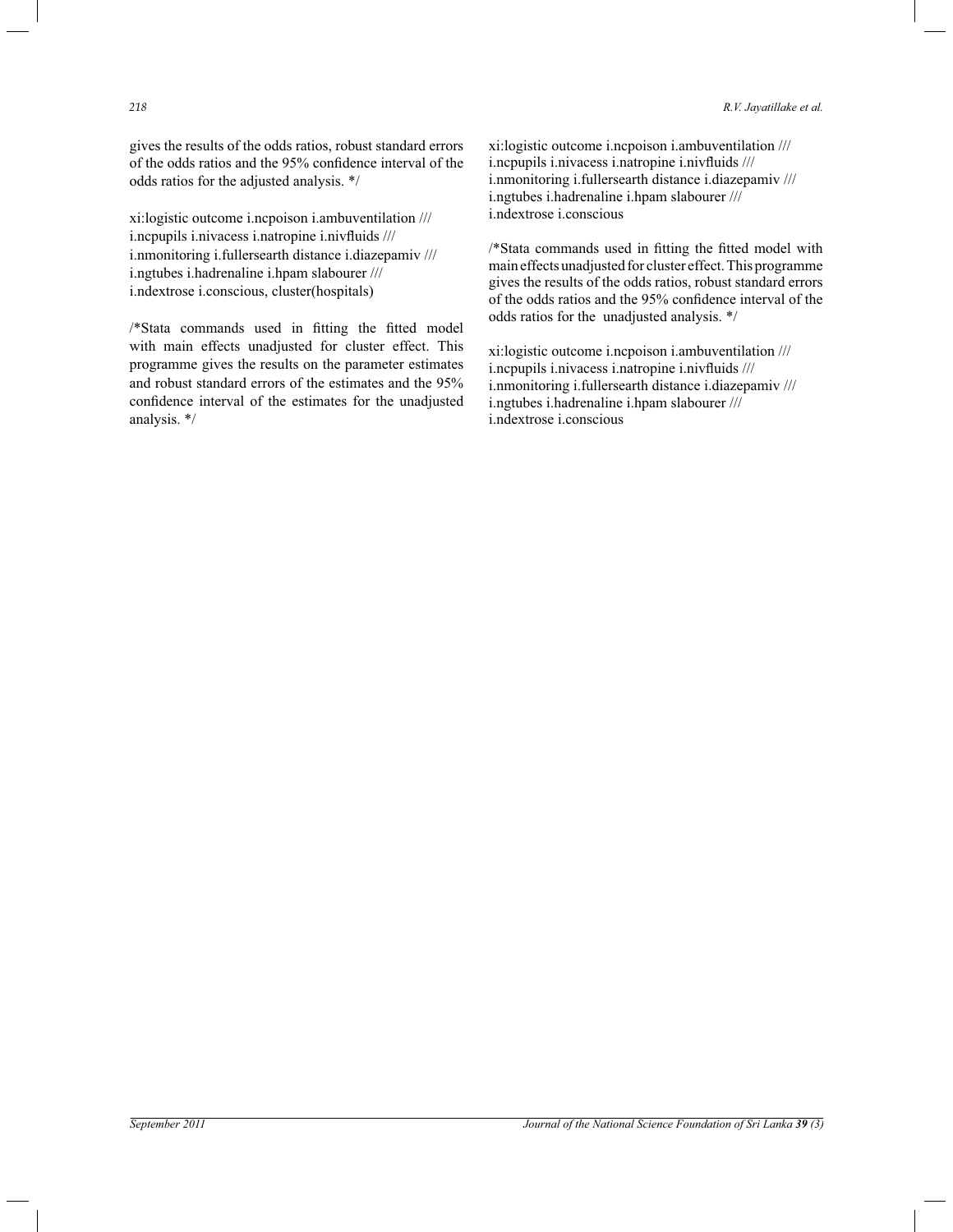gives the results of the odds ratios, robust standard errors of the odds ratios and the 95% confidence interval of the odds ratios for the adjusted analysis. */

```
xi:logistic outcome i.ncpoison i.ambuventilation ///
i.ncpupils i.nivacess i.natropine i.nivfluids ///
i.nmonitoring i.fullersearth distance i.diazepamiv ///
i.ngtubes i.hadrenaline i.hpam slabourer ///
i.ndextrose i.conscious, cluster(hospitals)
```

/*Stata commands used in fitting the fitted model with main effects unadjusted for cluster effect. This programme gives the results on the parameter estimates and robust standard errors of the estimates and the 95% confidence interval of the estimates for the unadjusted analysis. */

```
xi:logistic outcome i.ncpoison i.ambuventilation ///
i.ncpupils i.nivacess i.natropine i.nivfluids ///
i.nmonitoring i.fullersearth distance i.diazepamiv ///
i.ngtubes i.hadrenaline i.hpam slabourer ///
i.ndextrose i.conscious
```

/*Stata commands used in fitting the fitted model with main effects unadjusted for cluster effect. This programme gives the results of the odds ratios, robust standard errors of the odds ratios and the 95% confidence interval of the odds ratios for the unadjusted analysis. */

```
xi:logistic outcome i.ncpoison i.ambuventilation ///
i.ncpupils i.nivacess i.natropine i.nivfluids ///
i.nmonitoring i.fullersearth distance i.diazepamiv ///
i.ngtubes i.hadrenaline i.hpam slabourer ///
i.ndextrose i.conscious
```